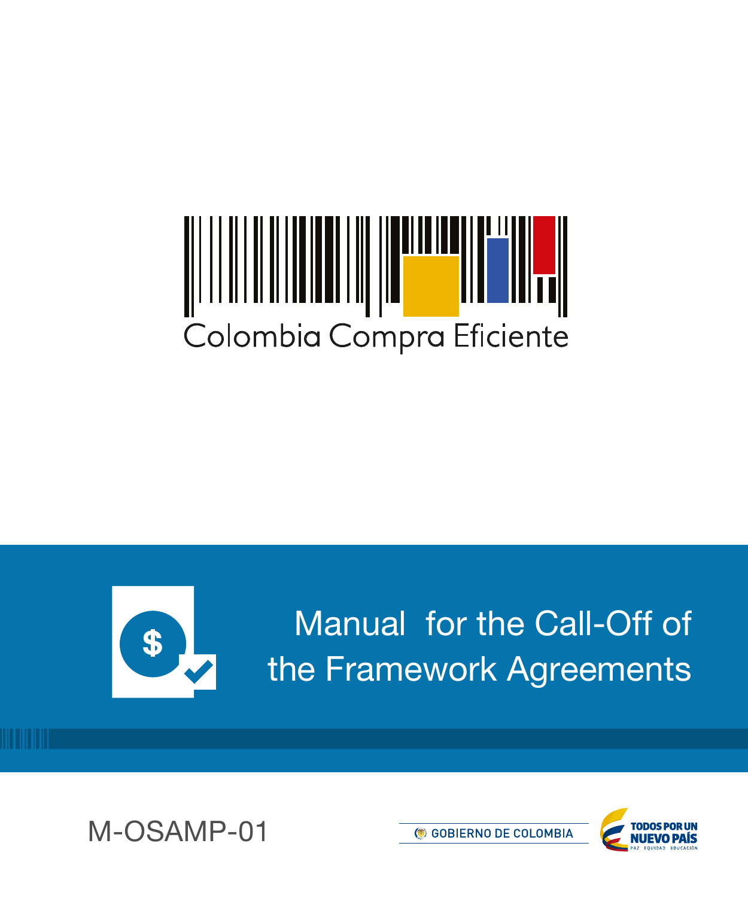Colombia Compra Eficiente

# Manual for the Call-Off of the Framework Agreements

M-OSAMP-01

GOBIERNO DE COLOMBIA

TODOS POR UN NUEVO PAÍS

PAZ EQUIDAD EDUCACIÓN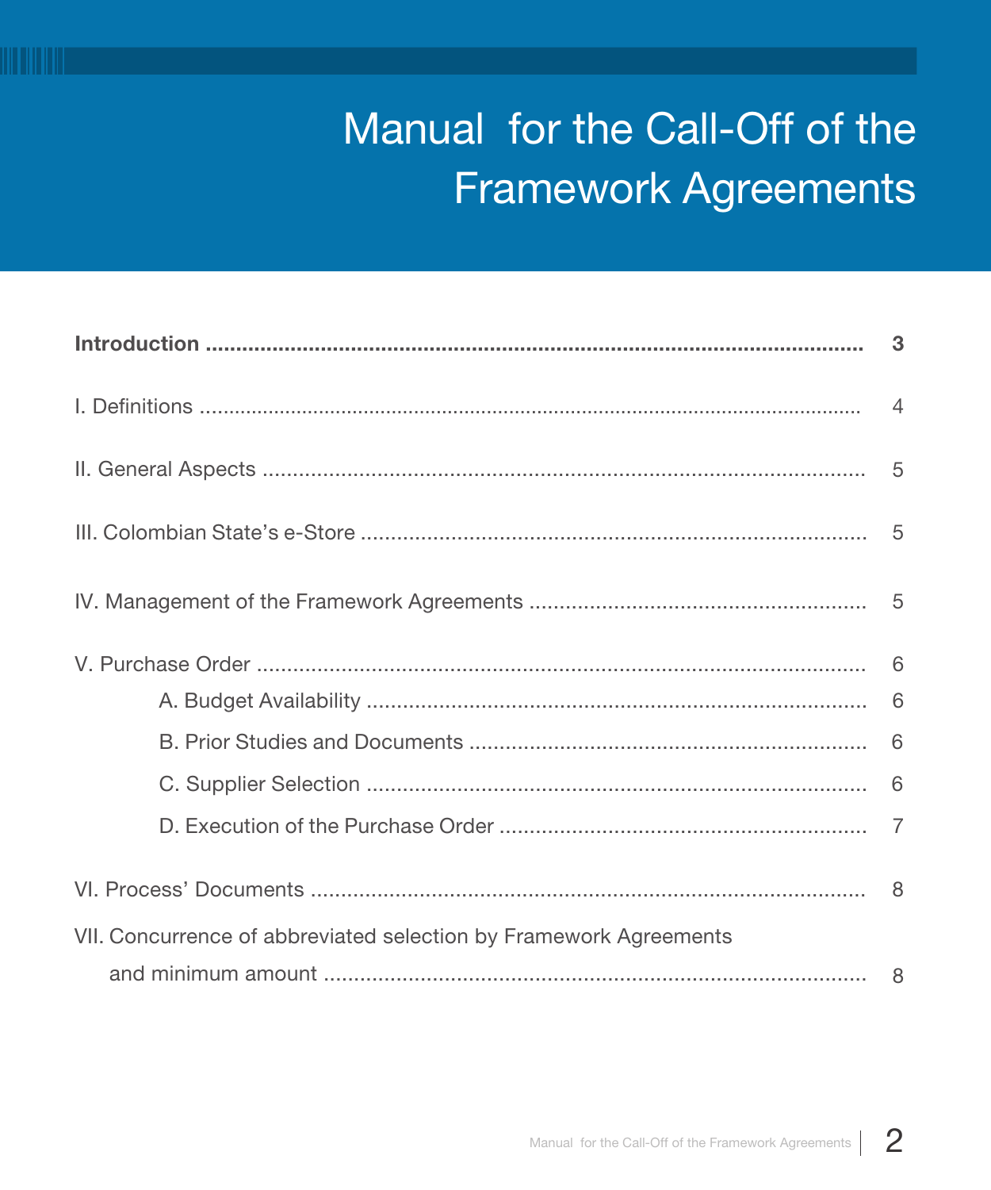# Manual for the Call-Off of the Framework Agreements

| | |
|---|---|
| **Introduction** | **3** |
| I. Definitions | 4 |
| II. General Aspects | 5 |
| III. Colombian State's e-Store | 5 |
| IV. Management of the Framework Agreements | 5 |
| V. Purchase Order | 6 |
| A. Budget Availability | 6 |
| B. Prior Studies and Documents | 6 |
| C. Supplier Selection | 6 |
| D. Execution of the Purchase Order | 7 |
| VI. Process' Documents | 8 |
| VII. Concurrence of abbreviated selection by Framework Agreements and minimum amount | 8 |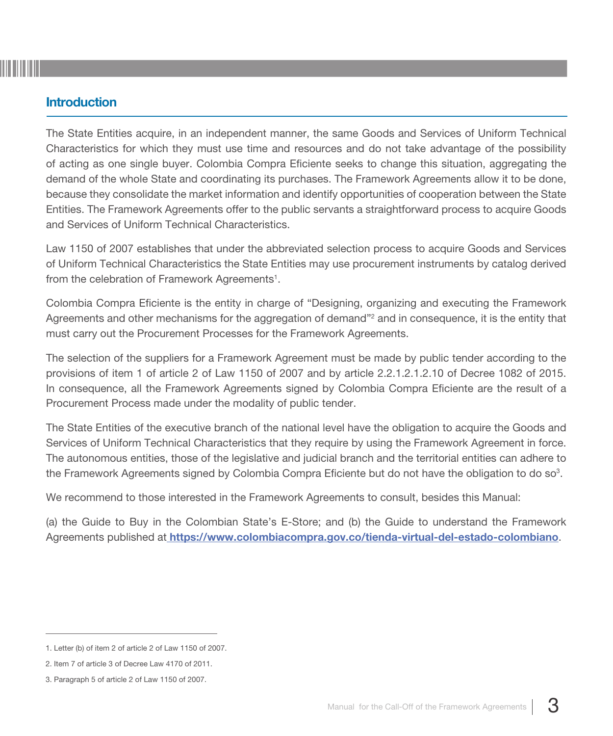## Introduction

The State Entities acquire, in an independent manner, the same Goods and Services of Uniform Technical Characteristics for which they must use time and resources and do not take advantage of the possibility of acting as one single buyer. Colombia Compra Eficiente seeks to change this situation, aggregating the demand of the whole State and coordinating its purchases. The Framework Agreements allow it to be done, because they consolidate the market information and identify opportunities of cooperation between the State Entities. The Framework Agreements offer to the public servants a straightforward process to acquire Goods and Services of Uniform Technical Characteristics.

Law 1150 of 2007 establishes that under the abbreviated selection process to acquire Goods and Services of Uniform Technical Characteristics the State Entities may use procurement instruments by catalog derived from the celebration of Framework Agreements[1].

Colombia Compra Eficiente is the entity in charge of "Designing, organizing and executing the Framework Agreements and other mechanisms for the aggregation of demand"[2] and in consequence, it is the entity that must carry out the Procurement Processes for the Framework Agreements.

The selection of the suppliers for a Framework Agreement must be made by public tender according to the provisions of item 1 of article 2 of Law 1150 of 2007 and by article 2.2.1.2.1.2.10 of Decree 1082 of 2015. In consequence, all the Framework Agreements signed by Colombia Compra Eficiente are the result of a Procurement Process made under the modality of public tender.

The State Entities of the executive branch of the national level have the obligation to acquire the Goods and Services of Uniform Technical Characteristics that they require by using the Framework Agreement in force. The autonomous entities, those of the legislative and judicial branch and the territorial entities can adhere to the Framework Agreements signed by Colombia Compra Eficiente but do not have the obligation to do so[3].

We recommend to those interested in the Framework Agreements to consult, besides this Manual:

(a) the Guide to Buy in the Colombian State's E-Store; and (b) the Guide to understand the Framework Agreements published at **https://www.colombiacompra.gov.co/tienda-virtual-del-estado-colombiano**.

---

1. Letter (b) of item 2 of article 2 of Law 1150 of 2007.

2. Item 7 of article 3 of Decree Law 4170 of 2011.

3. Paragraph 5 of article 2 of Law 1150 of 2007.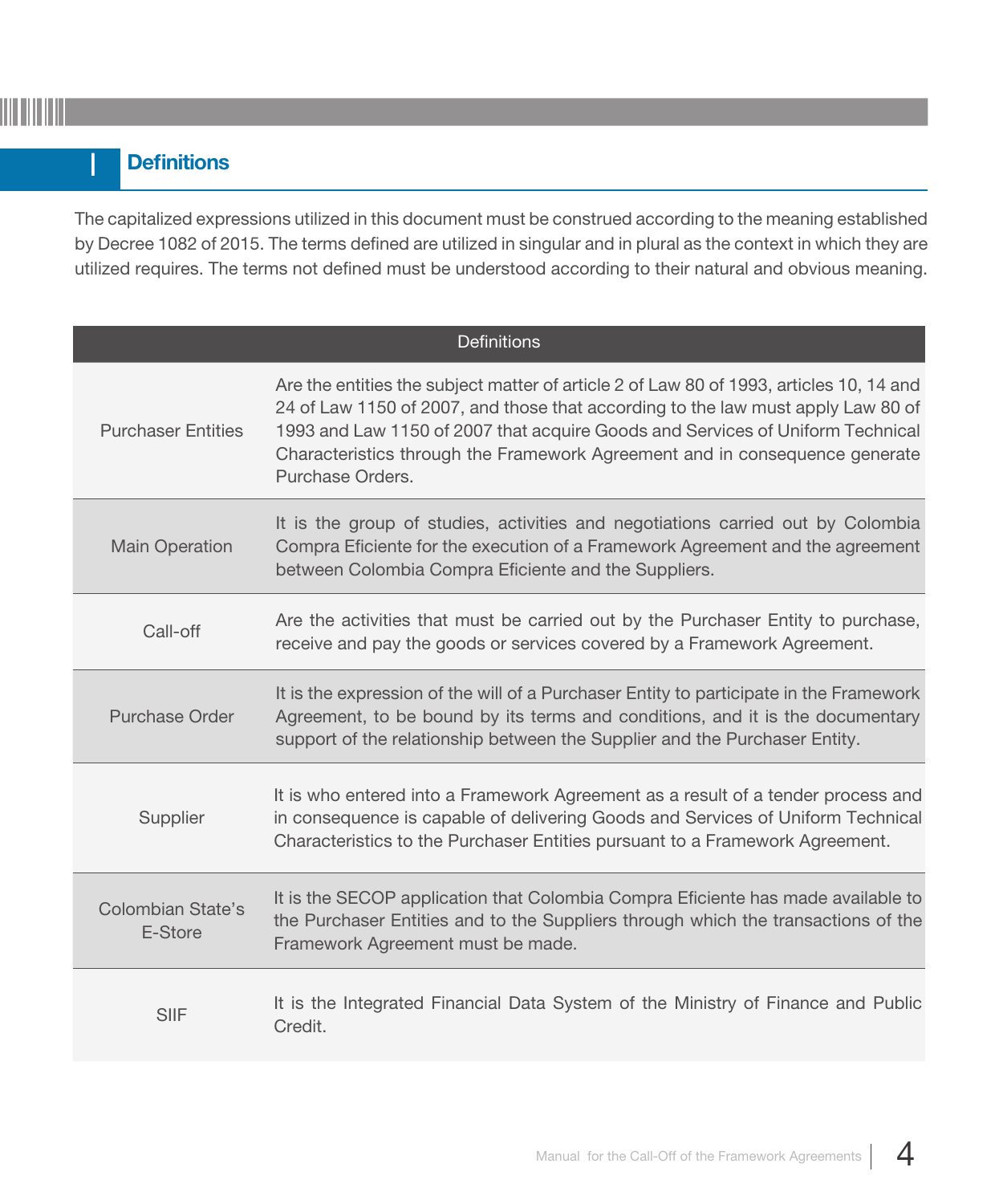## I Definitions

The capitalized expressions utilized in this document must be construed according to the meaning established by Decree 1082 of 2015. The terms defined are utilized in singular and in plural as the context in which they are utilized requires. The terms not defined must be understood according to their natural and obvious meaning.

| Definitions | |
|---|---|
| Purchaser Entities | Are the entities the subject matter of article 2 of Law 80 of 1993, articles 10, 14 and 24 of Law 1150 of 2007, and those that according to the law must apply Law 80 of 1993 and Law 1150 of 2007 that acquire Goods and Services of Uniform Technical Characteristics through the Framework Agreement and in consequence generate Purchase Orders. |
| Main Operation | It is the group of studies, activities and negotiations carried out by Colombia Compra Eficiente for the execution of a Framework Agreement and the agreement between Colombia Compra Eficiente and the Suppliers. |
| Call-off | Are the activities that must be carried out by the Purchaser Entity to purchase, receive and pay the goods or services covered by a Framework Agreement. |
| Purchase Order | It is the expression of the will of a Purchaser Entity to participate in the Framework Agreement, to be bound by its terms and conditions, and it is the documentary support of the relationship between the Supplier and the Purchaser Entity. |
| Supplier | It is who entered into a Framework Agreement as a result of a tender process and in consequence is capable of delivering Goods and Services of Uniform Technical Characteristics to the Purchaser Entities pursuant to a Framework Agreement. |
| Colombian State's E-Store | It is the SECOP application that Colombia Compra Eficiente has made available to the Purchaser Entities and to the Suppliers through which the transactions of the Framework Agreement must be made. |
| SIIF | It is the Integrated Financial Data System of the Ministry of Finance and Public Credit. |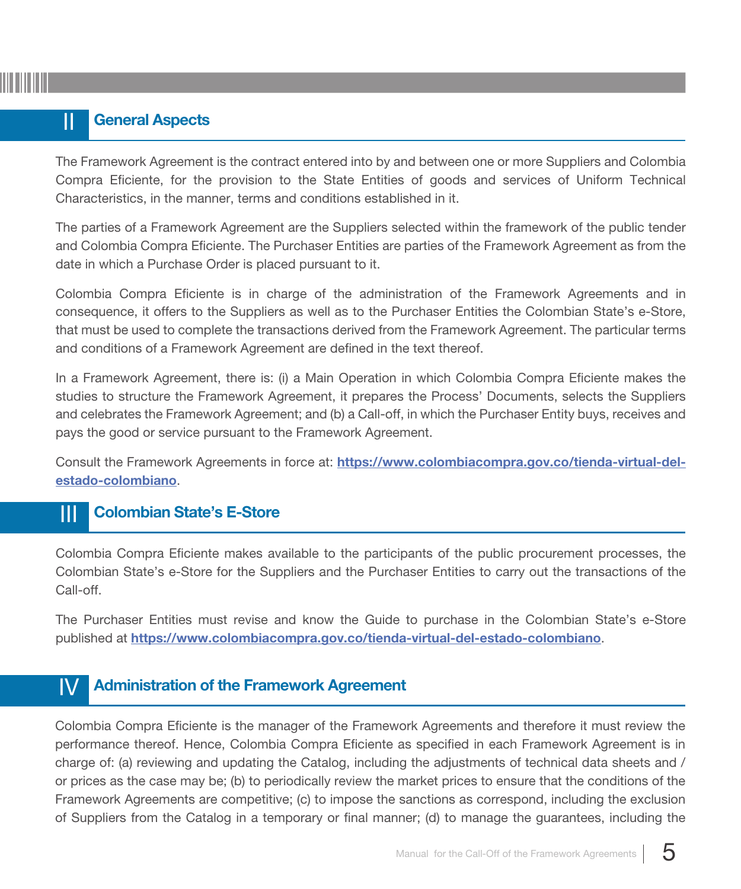## II General Aspects

The Framework Agreement is the contract entered into by and between one or more Suppliers and Colombia Compra Eficiente, for the provision to the State Entities of goods and services of Uniform Technical Characteristics, in the manner, terms and conditions established in it.

The parties of a Framework Agreement are the Suppliers selected within the framework of the public tender and Colombia Compra Eficiente. The Purchaser Entities are parties of the Framework Agreement as from the date in which a Purchase Order is placed pursuant to it.

Colombia Compra Eficiente is in charge of the administration of the Framework Agreements and in consequence, it offers to the Suppliers as well as to the Purchaser Entities the Colombian State's e-Store, that must be used to complete the transactions derived from the Framework Agreement. The particular terms and conditions of a Framework Agreement are defined in the text thereof.

In a Framework Agreement, there is: (i) a Main Operation in which Colombia Compra Eficiente makes the studies to structure the Framework Agreement, it prepares the Process' Documents, selects the Suppliers and celebrates the Framework Agreement; and (b) a Call-off, in which the Purchaser Entity buys, receives and pays the good or service pursuant to the Framework Agreement.

Consult the Framework Agreements in force at: **https://www.colombiacompra.gov.co/tienda-virtual-del-estado-colombiano**.

## III Colombian State's E-Store

Colombia Compra Eficiente makes available to the participants of the public procurement processes, the Colombian State's e-Store for the Suppliers and the Purchaser Entities to carry out the transactions of the Call-off.

The Purchaser Entities must revise and know the Guide to purchase in the Colombian State's e-Store published at **https://www.colombiacompra.gov.co/tienda-virtual-del-estado-colombiano**.

## IV Administration of the Framework Agreement

Colombia Compra Eficiente is the manager of the Framework Agreements and therefore it must review the performance thereof. Hence, Colombia Compra Eficiente as specified in each Framework Agreement is in charge of: (a) reviewing and updating the Catalog, including the adjustments of technical data sheets and / or prices as the case may be; (b) to periodically review the market prices to ensure that the conditions of the Framework Agreements are competitive; (c) to impose the sanctions as correspond, including the exclusion of Suppliers from the Catalog in a temporary or final manner; (d) to manage the guarantees, including the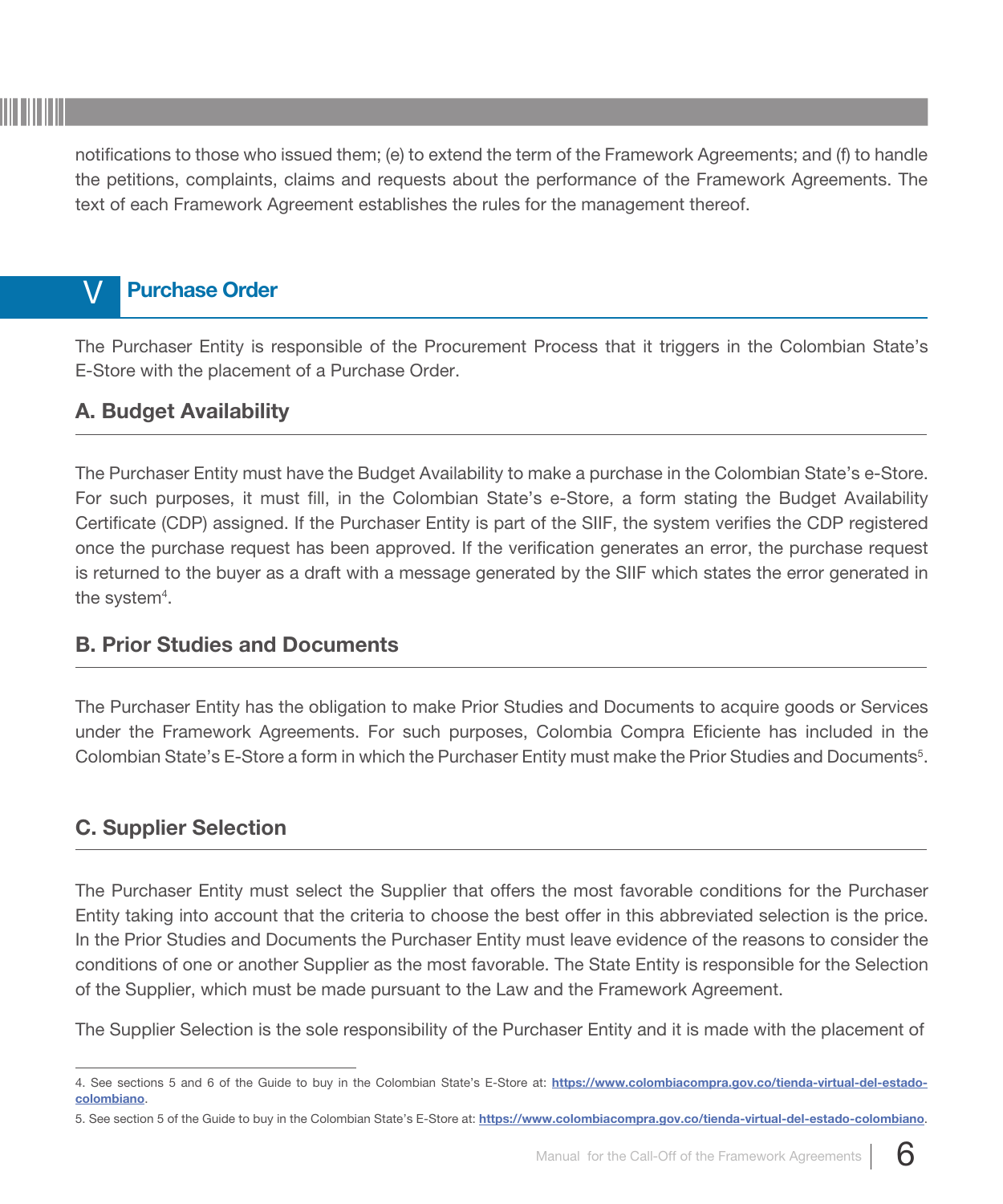notifications to those who issued them; (e) to extend the term of the Framework Agreements; and (f) to handle the petitions, complaints, claims and requests about the performance of the Framework Agreements. The text of each Framework Agreement establishes the rules for the management thereof.

## V Purchase Order

The Purchaser Entity is responsible of the Procurement Process that it triggers in the Colombian State's E-Store with the placement of a Purchase Order.

### A. Budget Availability

The Purchaser Entity must have the Budget Availability to make a purchase in the Colombian State's e-Store. For such purposes, it must fill, in the Colombian State's e-Store, a form stating the Budget Availability Certificate (CDP) assigned. If the Purchaser Entity is part of the SIIF, the system verifies the CDP registered once the purchase request has been approved. If the verification generates an error, the purchase request is returned to the buyer as a draft with a message generated by the SIIF which states the error generated in the system[4].

### B. Prior Studies and Documents

The Purchaser Entity has the obligation to make Prior Studies and Documents to acquire goods or Services under the Framework Agreements. For such purposes, Colombia Compra Eficiente has included in the Colombian State's E-Store a form in which the Purchaser Entity must make the Prior Studies and Documents[5].

### C. Supplier Selection

The Purchaser Entity must select the Supplier that offers the most favorable conditions for the Purchaser Entity taking into account that the criteria to choose the best offer in this abbreviated selection is the price. In the Prior Studies and Documents the Purchaser Entity must leave evidence of the reasons to consider the conditions of one or another Supplier as the most favorable. The State Entity is responsible for the Selection of the Supplier, which must be made pursuant to the Law and the Framework Agreement.

The Supplier Selection is the sole responsibility of the Purchaser Entity and it is made with the placement of

---

4. See sections 5 and 6 of the Guide to buy in the Colombian State's E-Store at: https://www.colombiacompra.gov.co/tienda-virtual-del-estado-colombiano.

5. See section 5 of the Guide to buy in the Colombian State's E-Store at: https://www.colombiacompra.gov.co/tienda-virtual-del-estado-colombiano.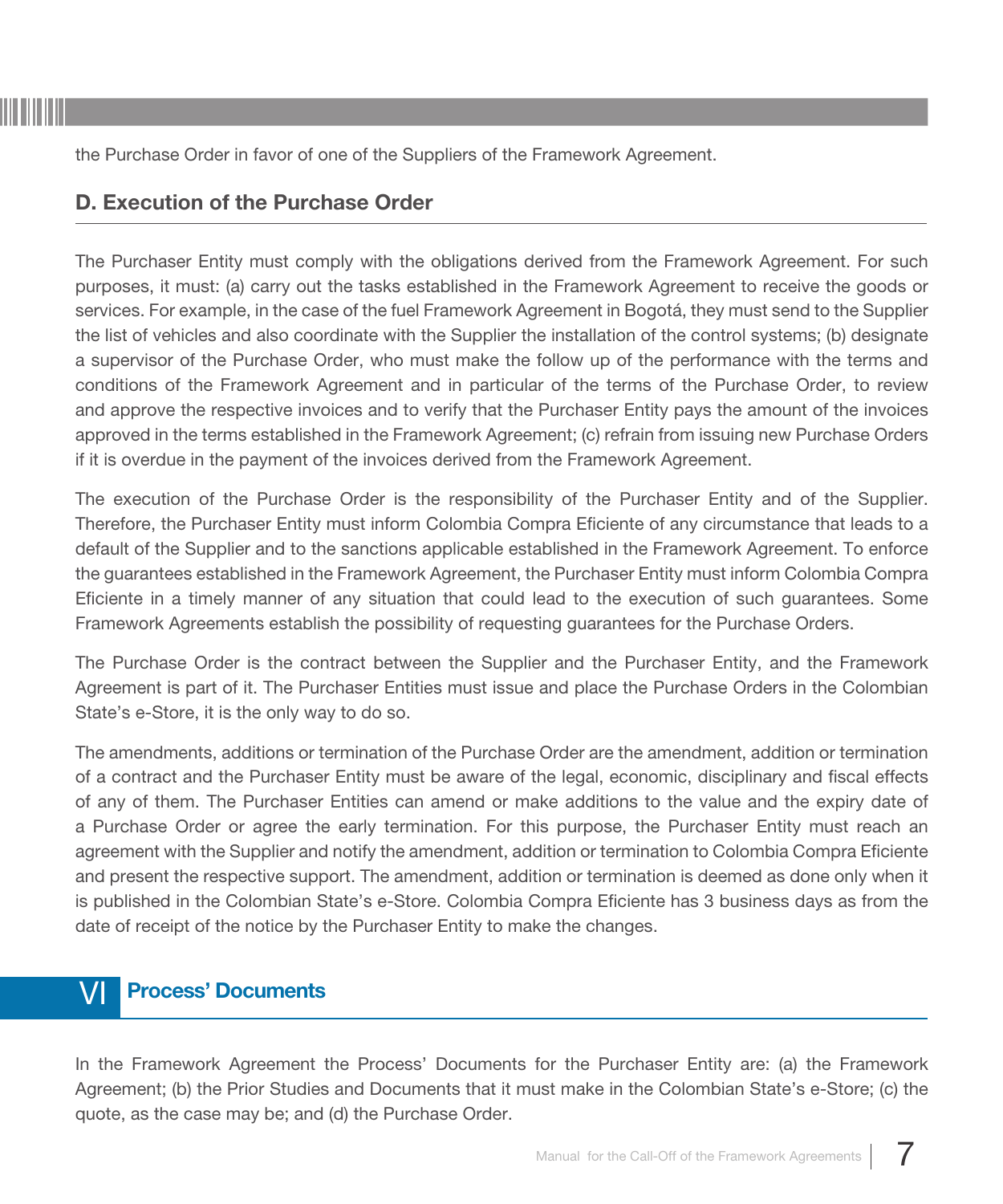the Purchase Order in favor of one of the Suppliers of the Framework Agreement.

### D. Execution of the Purchase Order

The Purchaser Entity must comply with the obligations derived from the Framework Agreement. For such purposes, it must: (a) carry out the tasks established in the Framework Agreement to receive the goods or services. For example, in the case of the fuel Framework Agreement in Bogotá, they must send to the Supplier the list of vehicles and also coordinate with the Supplier the installation of the control systems; (b) designate a supervisor of the Purchase Order, who must make the follow up of the performance with the terms and conditions of the Framework Agreement and in particular of the terms of the Purchase Order, to review and approve the respective invoices and to verify that the Purchaser Entity pays the amount of the invoices approved in the terms established in the Framework Agreement; (c) refrain from issuing new Purchase Orders if it is overdue in the payment of the invoices derived from the Framework Agreement.

The execution of the Purchase Order is the responsibility of the Purchaser Entity and of the Supplier. Therefore, the Purchaser Entity must inform Colombia Compra Eficiente of any circumstance that leads to a default of the Supplier and to the sanctions applicable established in the Framework Agreement. To enforce the guarantees established in the Framework Agreement, the Purchaser Entity must inform Colombia Compra Eficiente in a timely manner of any situation that could lead to the execution of such guarantees. Some Framework Agreements establish the possibility of requesting guarantees for the Purchase Orders.

The Purchase Order is the contract between the Supplier and the Purchaser Entity, and the Framework Agreement is part of it. The Purchaser Entities must issue and place the Purchase Orders in the Colombian State's e-Store, it is the only way to do so.

The amendments, additions or termination of the Purchase Order are the amendment, addition or termination of a contract and the Purchaser Entity must be aware of the legal, economic, disciplinary and fiscal effects of any of them. The Purchaser Entities can amend or make additions to the value and the expiry date of a Purchase Order or agree the early termination. For this purpose, the Purchaser Entity must reach an agreement with the Supplier and notify the amendment, addition or termination to Colombia Compra Eficiente and present the respective support. The amendment, addition or termination is deemed as done only when it is published in the Colombian State's e-Store. Colombia Compra Eficiente has 3 business days as from the date of receipt of the notice by the Purchaser Entity to make the changes.

## VI Process' Documents

In the Framework Agreement the Process' Documents for the Purchaser Entity are: (a) the Framework Agreement; (b) the Prior Studies and Documents that it must make in the Colombian State's e-Store; (c) the quote, as the case may be; and (d) the Purchase Order.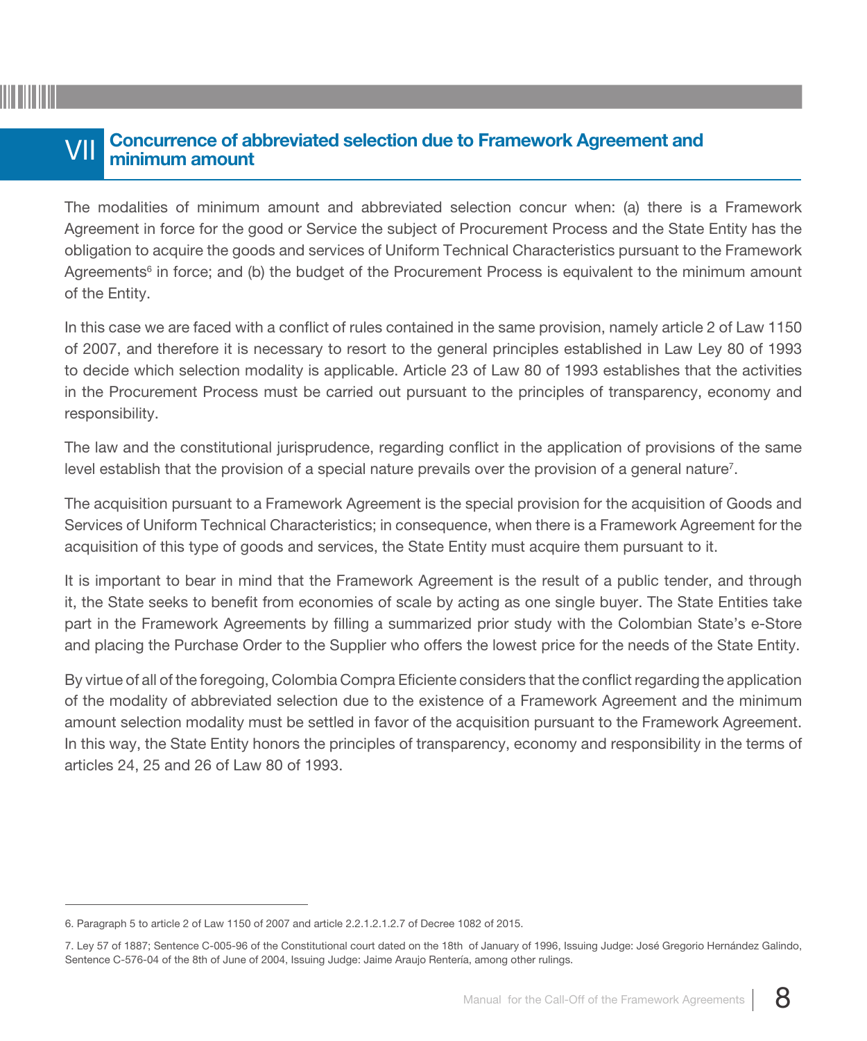## VII Concurrence of abbreviated selection due to Framework Agreement and minimum amount

The modalities of minimum amount and abbreviated selection concur when: (a) there is a Framework Agreement in force for the good or Service the subject of Procurement Process and the State Entity has the obligation to acquire the goods and services of Uniform Technical Characteristics pursuant to the Framework Agreements[6] in force; and (b) the budget of the Procurement Process is equivalent to the minimum amount of the Entity.

In this case we are faced with a conflict of rules contained in the same provision, namely article 2 of Law 1150 of 2007, and therefore it is necessary to resort to the general principles established in Law Ley 80 of 1993 to decide which selection modality is applicable. Article 23 of Law 80 of 1993 establishes that the activities in the Procurement Process must be carried out pursuant to the principles of transparency, economy and responsibility.

The law and the constitutional jurisprudence, regarding conflict in the application of provisions of the same level establish that the provision of a special nature prevails over the provision of a general nature[7].

The acquisition pursuant to a Framework Agreement is the special provision for the acquisition of Goods and Services of Uniform Technical Characteristics; in consequence, when there is a Framework Agreement for the acquisition of this type of goods and services, the State Entity must acquire them pursuant to it.

It is important to bear in mind that the Framework Agreement is the result of a public tender, and through it, the State seeks to benefit from economies of scale by acting as one single buyer. The State Entities take part in the Framework Agreements by filling a summarized prior study with the Colombian State's e-Store and placing the Purchase Order to the Supplier who offers the lowest price for the needs of the State Entity.

By virtue of all of the foregoing, Colombia Compra Eficiente considers that the conflict regarding the application of the modality of abbreviated selection due to the existence of a Framework Agreement and the minimum amount selection modality must be settled in favor of the acquisition pursuant to the Framework Agreement. In this way, the State Entity honors the principles of transparency, economy and responsibility in the terms of articles 24, 25 and 26 of Law 80 of 1993.

---

6. Paragraph 5 to article 2 of Law 1150 of 2007 and article 2.2.1.2.1.2.7 of Decree 1082 of 2015.

7. Ley 57 of 1887; Sentence C-005-96 of the Constitutional court dated on the 18th of January of 1996, Issuing Judge: José Gregorio Hernández Galindo, Sentence C-576-04 of the 8th of June of 2004, Issuing Judge: Jaime Araujo Rentería, among other rulings.